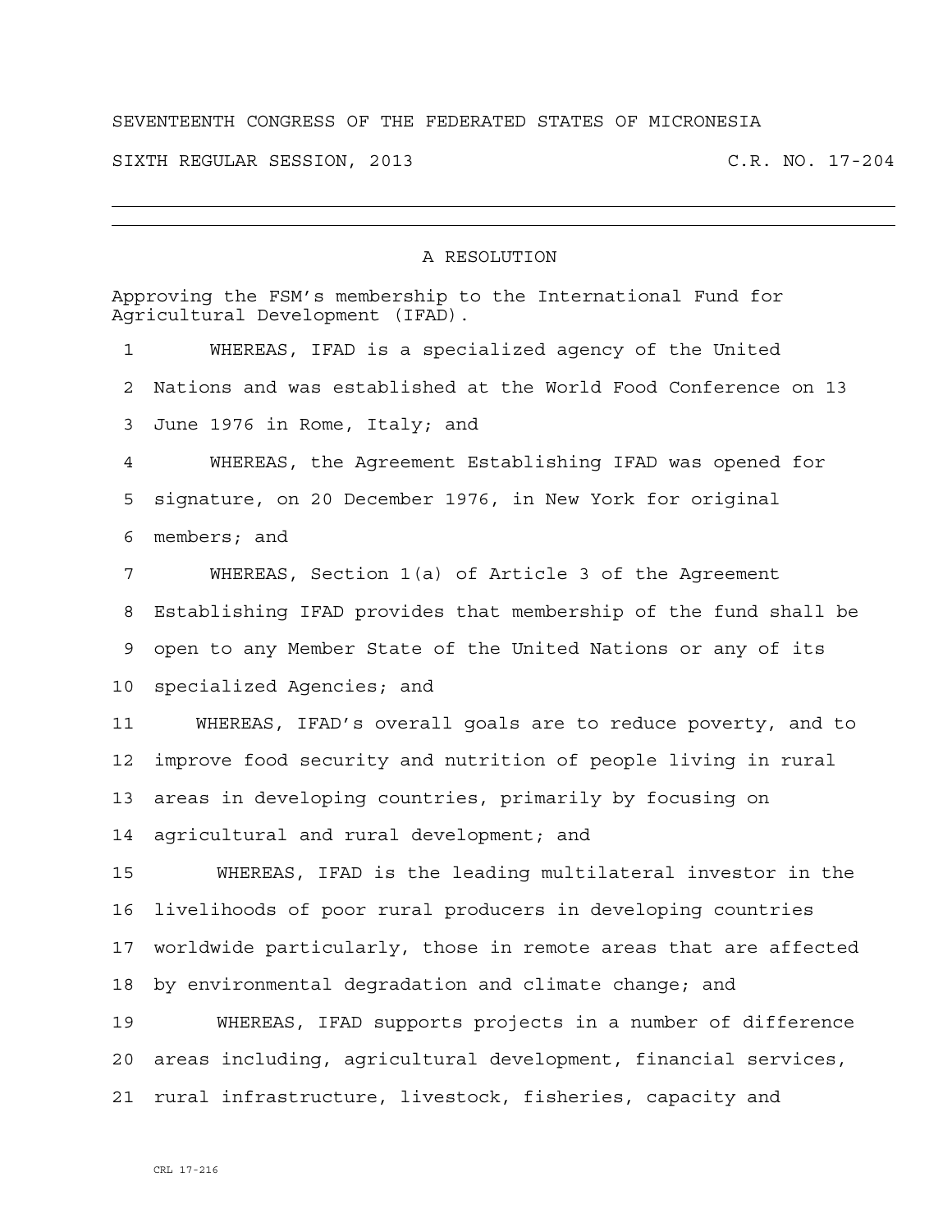SEVENTEENTH CONGRESS OF THE FEDERATED STATES OF MICRONESIA

SIXTH REGULAR SESSION, 2013 C.R. NO. 17-204

---

## A RESOLUTION

Approving the FSM's membership to the International Fund for Agricultural Development (IFAD).

1 WHEREAS, IFAD is a specialized agency of the United
2 Nations and was established at the World Food Conference on 13
3 June 1976 in Rome, Italy; and

4 WHEREAS, the Agreement Establishing IFAD was opened for
5 signature, on 20 December 1976, in New York for original
6 members; and

7 WHEREAS, Section 1(a) of Article 3 of the Agreement
8 Establishing IFAD provides that membership of the fund shall be
9 open to any Member State of the United Nations or any of its
10 specialized Agencies; and

11 WHEREAS, IFAD's overall goals are to reduce poverty, and to
12 improve food security and nutrition of people living in rural
13 areas in developing countries, primarily by focusing on
14 agricultural and rural development; and

15 WHEREAS, IFAD is the leading multilateral investor in the
16 livelihoods of poor rural producers in developing countries
17 worldwide particularly, those in remote areas that are affected
18 by environmental degradation and climate change; and

19 WHEREAS, IFAD supports projects in a number of difference
20 areas including, agricultural development, financial services,
21 rural infrastructure, livestock, fisheries, capacity and

CRL 17-216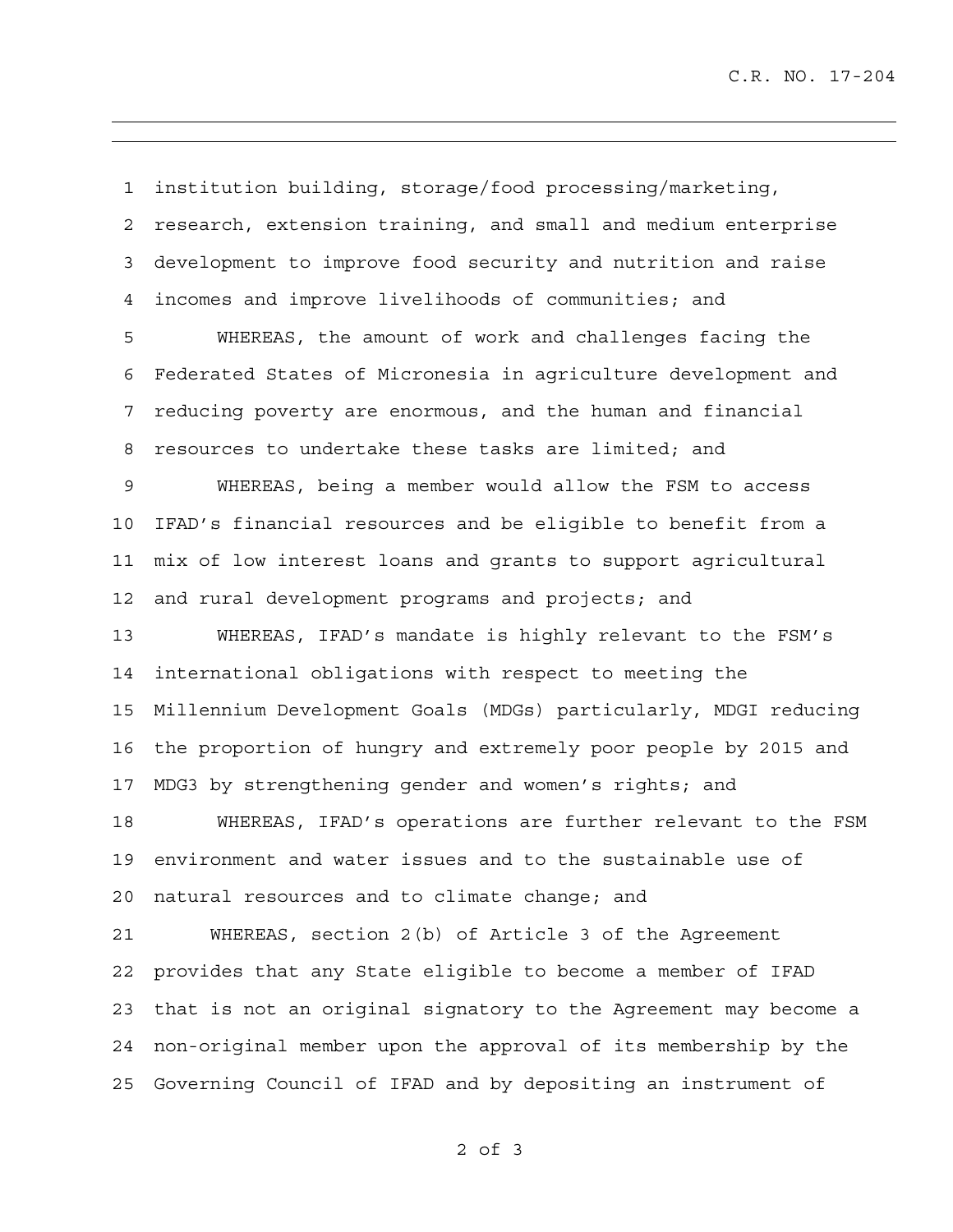institution building, storage/food processing/marketing, research, extension training, and small and medium enterprise development to improve food security and nutrition and raise incomes and improve livelihoods of communities; and

WHEREAS, the amount of work and challenges facing the Federated States of Micronesia in agriculture development and reducing poverty are enormous, and the human and financial resources to undertake these tasks are limited; and

WHEREAS, being a member would allow the FSM to access IFAD's financial resources and be eligible to benefit from a mix of low interest loans and grants to support agricultural and rural development programs and projects; and

WHEREAS, IFAD's mandate is highly relevant to the FSM's international obligations with respect to meeting the Millennium Development Goals (MDGs) particularly, MDGI reducing the proportion of hungry and extremely poor people by 2015 and MDG3 by strengthening gender and women's rights; and

WHEREAS, IFAD's operations are further relevant to the FSM environment and water issues and to the sustainable use of natural resources and to climate change; and

WHEREAS, section 2(b) of Article 3 of the Agreement provides that any State eligible to become a member of IFAD that is not an original signatory to the Agreement may become a non-original member upon the approval of its membership by the Governing Council of IFAD and by depositing an instrument of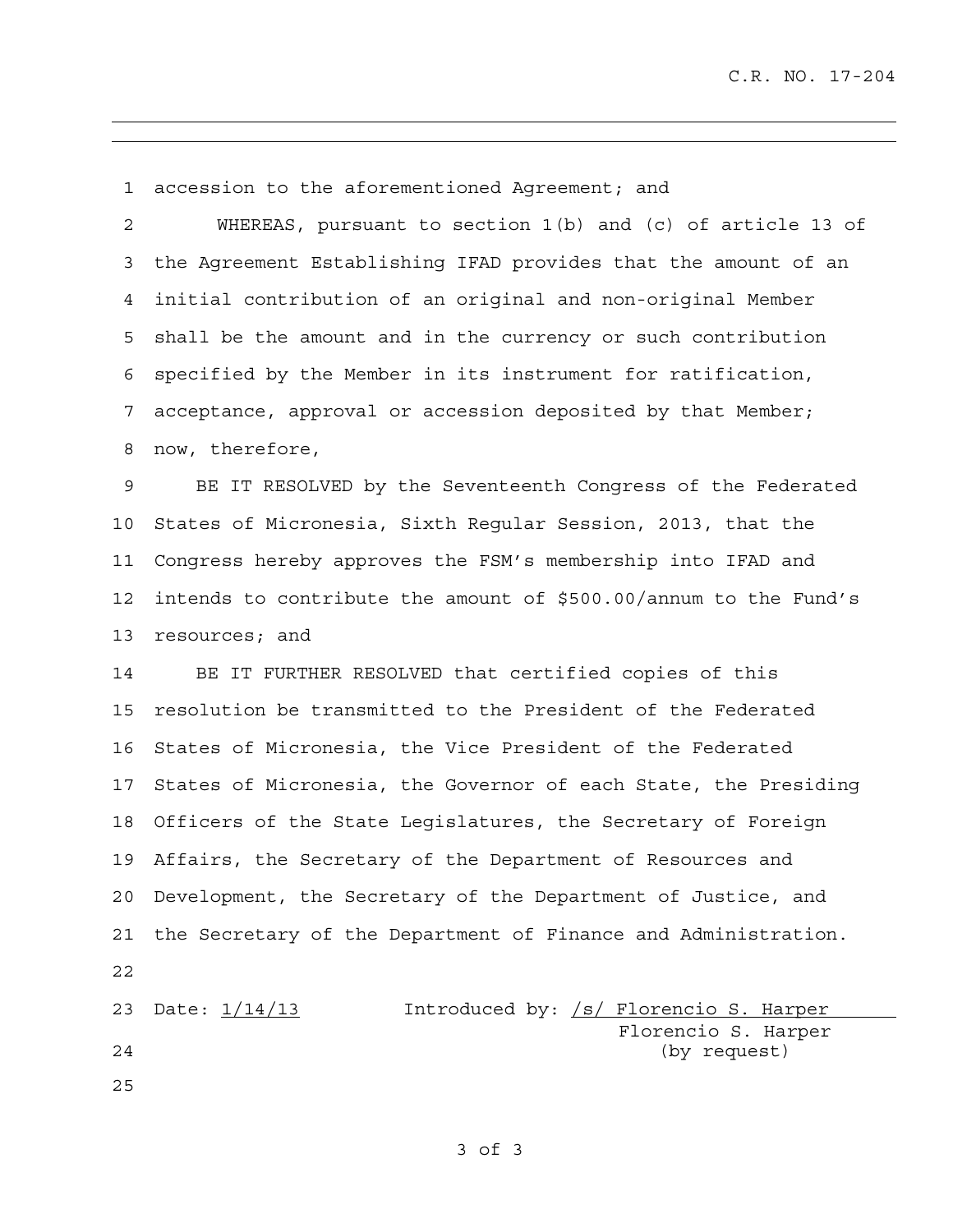accession to the aforementioned Agreement; and

WHEREAS, pursuant to section 1(b) and (c) of article 13 of the Agreement Establishing IFAD provides that the amount of an initial contribution of an original and non-original Member shall be the amount and in the currency or such contribution specified by the Member in its instrument for ratification, acceptance, approval or accession deposited by that Member; now, therefore,

BE IT RESOLVED by the Seventeenth Congress of the Federated States of Micronesia, Sixth Regular Session, 2013, that the Congress hereby approves the FSM's membership into IFAD and intends to contribute the amount of $500.00/annum to the Fund's resources; and

BE IT FURTHER RESOLVED that certified copies of this resolution be transmitted to the President of the Federated States of Micronesia, the Vice President of the Federated States of Micronesia, the Governor of each State, the Presiding Officers of the State Legislatures, the Secretary of Foreign Affairs, the Secretary of the Department of Resources and Development, the Secretary of the Department of Justice, and the Secretary of the Department of Finance and Administration.

Date: 1/14/13

Introduced by: /s/ Florencio S. Harper
Florencio S. Harper
(by request)